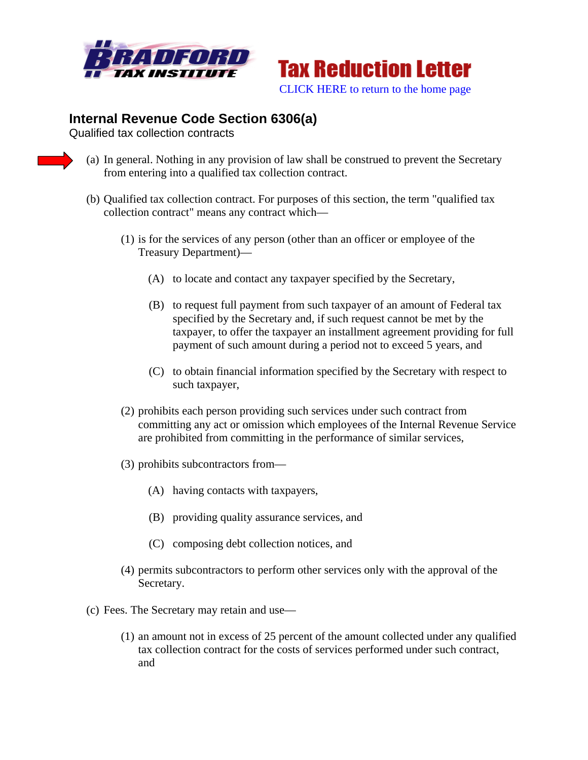**Bradford Tax Institute**

**Tax Reduction Letter**

CLICK HERE to return to the home page

## Internal Revenue Code Section 6306(a)

Qualified tax collection contracts

(a) In general. Nothing in any provision of law shall be construed to prevent the Secretary from entering into a qualified tax collection contract.

(b) Qualified tax collection contract. For purposes of this section, the term "qualified tax collection contract" means any contract which—

- (1) is for the services of any person (other than an officer or employee of the Treasury Department)—
  - (A) to locate and contact any taxpayer specified by the Secretary,
  - (B) to request full payment from such taxpayer of an amount of Federal tax specified by the Secretary and, if such request cannot be met by the taxpayer, to offer the taxpayer an installment agreement providing for full payment of such amount during a period not to exceed 5 years, and
  - (C) to obtain financial information specified by the Secretary with respect to such taxpayer,
- (2) prohibits each person providing such services under such contract from committing any act or omission which employees of the Internal Revenue Service are prohibited from committing in the performance of similar services,
- (3) prohibits subcontractors from—
  - (A) having contacts with taxpayers,
  - (B) providing quality assurance services, and
  - (C) composing debt collection notices, and
- (4) permits subcontractors to perform other services only with the approval of the Secretary.

(c) Fees. The Secretary may retain and use—

- (1) an amount not in excess of 25 percent of the amount collected under any qualified tax collection contract for the costs of services performed under such contract, and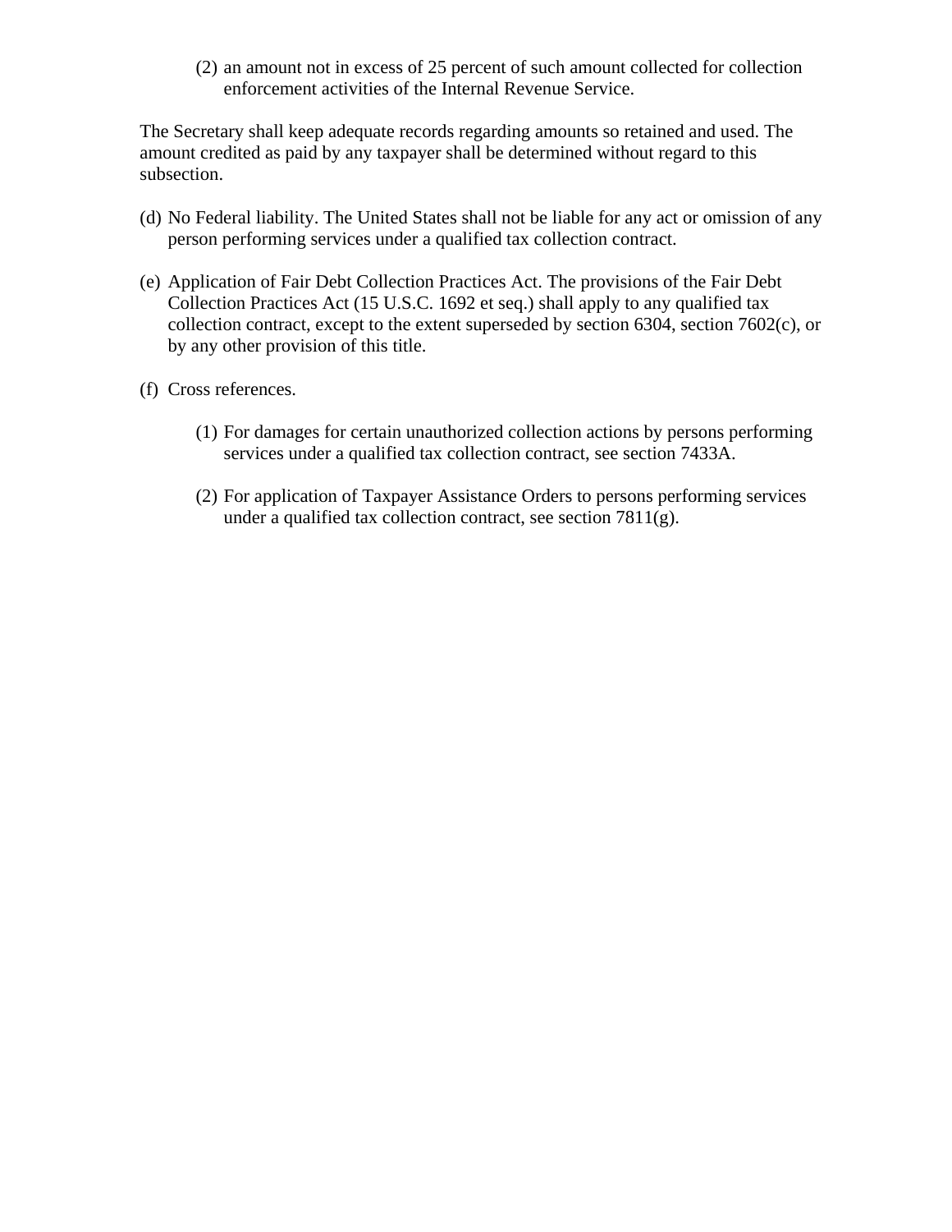(2) an amount not in excess of 25 percent of such amount collected for collection enforcement activities of the Internal Revenue Service.

The Secretary shall keep adequate records regarding amounts so retained and used. The amount credited as paid by any taxpayer shall be determined without regard to this subsection.

(d) No Federal liability. The United States shall not be liable for any act or omission of any person performing services under a qualified tax collection contract.

(e) Application of Fair Debt Collection Practices Act. The provisions of the Fair Debt Collection Practices Act (15 U.S.C. 1692 et seq.) shall apply to any qualified tax collection contract, except to the extent superseded by section 6304, section 7602(c), or by any other provision of this title.

(f) Cross references.

(1) For damages for certain unauthorized collection actions by persons performing services under a qualified tax collection contract, see section 7433A.

(2) For application of Taxpayer Assistance Orders to persons performing services under a qualified tax collection contract, see section 7811(g).